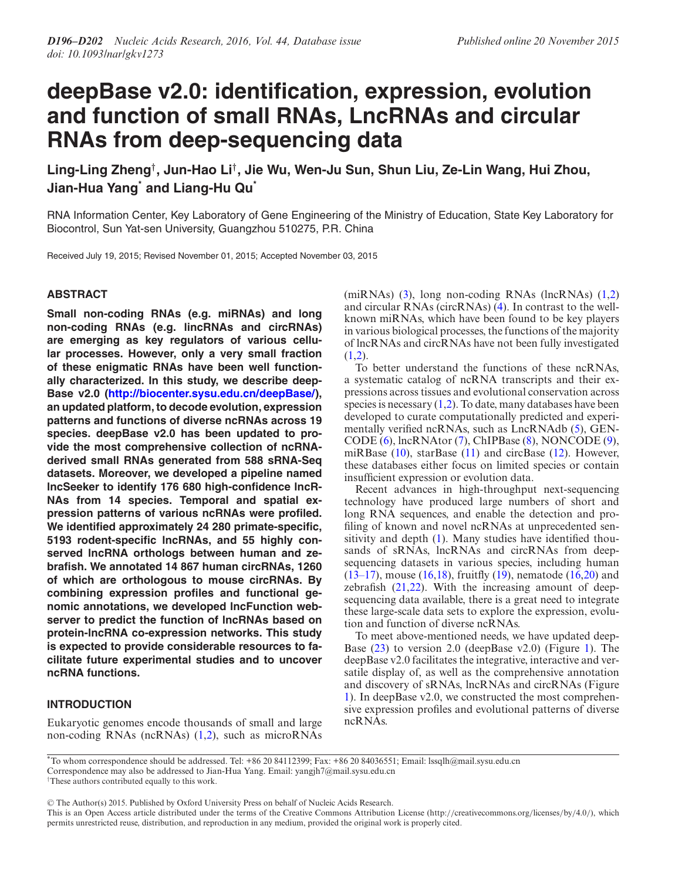# deepBase v2.0: identification, expression, evolution and function of small RNAs, LncRNAs and circular RNAs from deep-sequencing data

**Ling-Ling Zheng†, Jun-Hao Li†, Jie Wu, Wen-Ju Sun, Shun Liu, Ze-Lin Wang, Hui Zhou, Jian-Hua Yang* and Liang-Hu Qu***

RNA Information Center, Key Laboratory of Gene Engineering of the Ministry of Education, State Key Laboratory for Biocontrol, Sun Yat-sen University, Guangzhou 510275, P.R. China

Received July 19, 2015; Revised November 01, 2015; Accepted November 03, 2015

## ABSTRACT

**Small non-coding RNAs (e.g. miRNAs) and long non-coding RNAs (e.g. lincRNAs and circRNAs) are emerging as key regulators of various cellular processes. However, only a very small fraction of these enigmatic RNAs have been well functionally characterized. In this study, we describe deepBase v2.0 (http://biocenter.sysu.edu.cn/deepBase/), an updated platform, to decode evolution, expression patterns and functions of diverse ncRNAs across 19 species. deepBase v2.0 has been updated to provide the most comprehensive collection of ncRNA-derived small RNAs generated from 588 sRNA-Seq datasets. Moreover, we developed a pipeline named lncSeeker to identify 176 680 high-confidence lncRNAs from 14 species. Temporal and spatial expression patterns of various ncRNAs were profiled. We identified approximately 24 280 primate-specific, 5193 rodent-specific lncRNAs, and 55 highly conserved lncRNA orthologs between human and zebrafish. We annotated 14 867 human circRNAs, 1260 of which are orthologous to mouse circRNAs. By combining expression profiles and functional genomic annotations, we developed lncFunction webserver to predict the function of lncRNAs based on protein-lncRNA co-expression networks. This study is expected to provide considerable resources to facilitate future experimental studies and to uncover ncRNA functions.**

## INTRODUCTION

Eukaryotic genomes encode thousands of small and large non-coding RNAs (ncRNAs) (1,2), such as microRNAs (miRNAs) (3), long non-coding RNAs (lncRNAs) (1,2) and circular RNAs (circRNAs) (4). In contrast to the well-known miRNAs, which have been found to be key players in various biological processes, the functions of the majority of lncRNAs and circRNAs have not been fully investigated (1,2).

To better understand the functions of these ncRNAs, a systematic catalog of ncRNA transcripts and their expressions across tissues and evolutional conservation across species is necessary (1,2). To date, many databases have been developed to curate computationally predicted and experimentally verified ncRNAs, such as LncRNAdb (5), GENCODE (6), lncRNAtor (7), ChIPBase (8), NONCODE (9), miRBase (10), starBase (11) and circBase (12). However, these databases either focus on limited species or contain insufficient expression or evolution data.

Recent advances in high-throughput next-sequencing technology have produced large numbers of short and long RNA sequences, and enable the detection and profiling of known and novel ncRNAs at unprecedented sensitivity and depth (1). Many studies have identified thousands of sRNAs, lncRNAs and circRNAs from deep-sequencing datasets in various species, including human (13–17), mouse (16,18), fruitfly (19), nematode (16,20) and zebrafish (21,22). With the increasing amount of deep-sequencing data available, there is a great need to integrate these large-scale data sets to explore the expression, evolution and function of diverse ncRNAs.

To meet above-mentioned needs, we have updated deepBase (23) to version 2.0 (deepBase v2.0) (Figure 1). The deepBase v2.0 facilitates the integrative, interactive and versatile display of, as well as the comprehensive annotation and discovery of sRNAs, lncRNAs and circRNAs (Figure 1). In deepBase v2.0, we constructed the most comprehensive expression profiles and evolutional patterns of diverse ncRNAs.

*To whom correspondence should be addressed. Tel: +86 20 84112399; Fax: +86 20 84036551; Email: lssqlh@mail.sysu.edu.cn
Correspondence may also be addressed to Jian-Hua Yang. Email: yangjh7@mail.sysu.edu.cn
†These authors contributed equally to this work.

© The Author(s) 2015. Published by Oxford University Press on behalf of Nucleic Acids Research.
This is an Open Access article distributed under the terms of the Creative Commons Attribution License (http://creativecommons.org/licenses/by/4.0/), which permits unrestricted reuse, distribution, and reproduction in any medium, provided the original work is properly cited.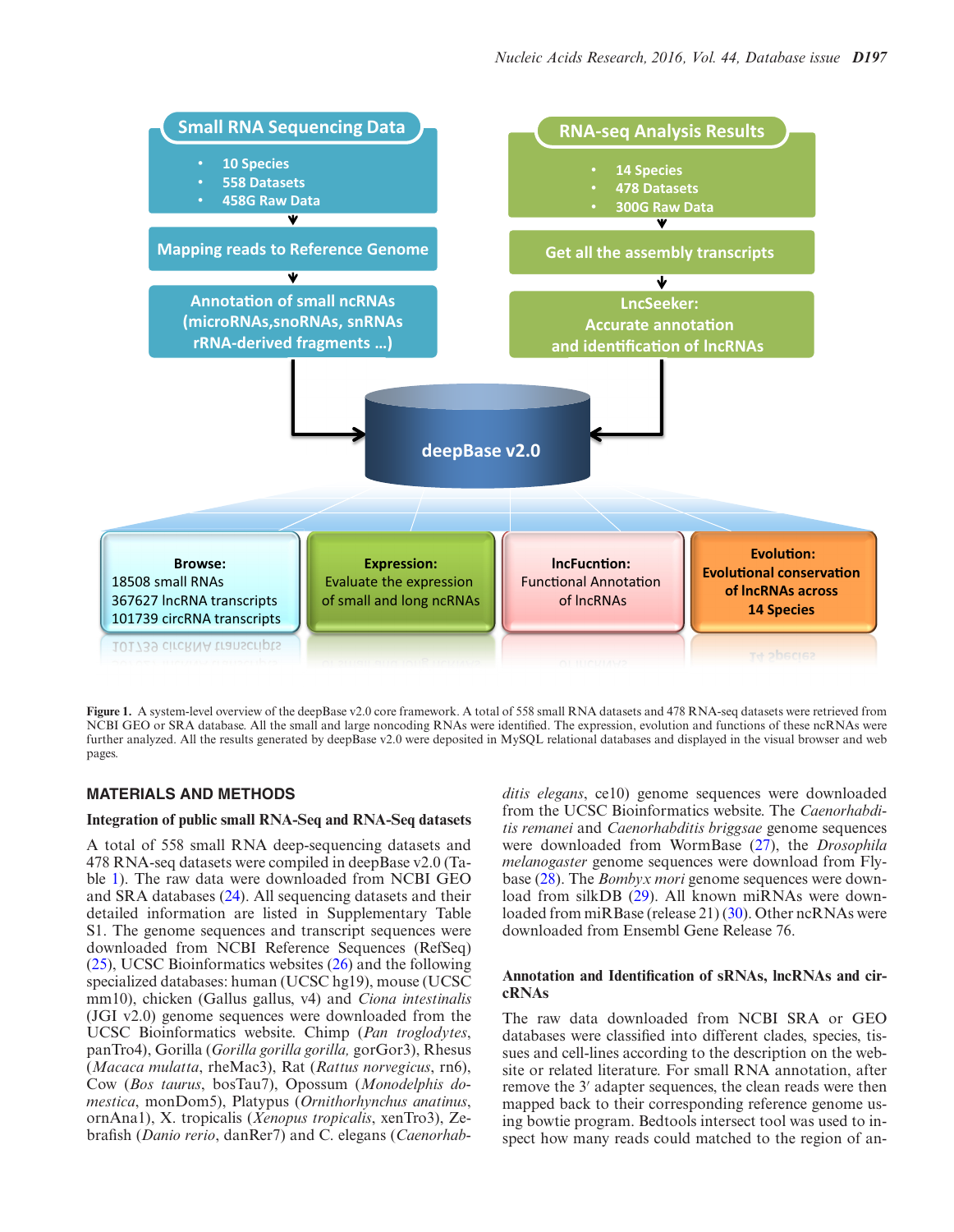Figure 1. A system-level overview of the deepBase v2.0 core framework. A total of 558 small RNA datasets and 478 RNA-seq datasets were retrieved from NCBI GEO or SRA database. All the small and large noncoding RNAs were identified. The expression, evolution and functions of these ncRNAs were further analyzed. All the results generated by deepBase v2.0 were deposited in MySQL relational databases and displayed in the visual browser and web pages.

## MATERIALS AND METHODS

### Integration of public small RNA-Seq and RNA-Seq datasets

A total of 558 small RNA deep-sequencing datasets and 478 RNA-seq datasets were compiled in deepBase v2.0 (Table 1). The raw data were downloaded from NCBI GEO and SRA databases (24). All sequencing datasets and their detailed information are listed in Supplementary Table S1. The genome sequences and transcript sequences were downloaded from NCBI Reference Sequences (RefSeq) (25), UCSC Bioinformatics websites (26) and the following specialized databases: human (UCSC hg19), mouse (UCSC mm10), chicken (Gallus gallus, v4) and *Ciona intestinalis* (JGI v2.0) genome sequences were downloaded from the UCSC Bioinformatics website. Chimp (*Pan troglodytes*, panTro4), Gorilla (*Gorilla gorilla gorilla,* gorGor3), Rhesus (*Macaca mulatta*, rheMac3), Rat (*Rattus norvegicus*, rn6), Cow (*Bos taurus*, bosTau7), Opossum (*Monodelphis domestica*, monDom5), Platypus (*Ornithorhynchus anatinus*, ornAna1), X. tropicalis (*Xenopus tropicalis*, xenTro3), Zebrafish (*Danio rerio*, danRer7) and C. elegans (*Caenorhabditis elegans*, ce10) genome sequences were downloaded from the UCSC Bioinformatics website. The *Caenorhabditis remanei* and *Caenorhabditis briggsae* genome sequences were downloaded from WormBase (27), the *Drosophila melanogaster* genome sequences were download from Flybase (28). The *Bombyx mori* genome sequences were download from silkDB (29). All known miRNAs were downloaded from miRBase (release 21) (30). Other ncRNAs were downloaded from Ensembl Gene Release 76.

### Annotation and Identification of sRNAs, lncRNAs and circRNAs

The raw data downloaded from NCBI SRA or GEO databases were classified into different clades, species, tissues and cell-lines according to the description on the website or related literature. For small RNA annotation, after remove the 3′ adapter sequences, the clean reads were then mapped back to their corresponding reference genome using bowtie program. Bedtools intersect tool was used to inspect how many reads could matched to the region of an-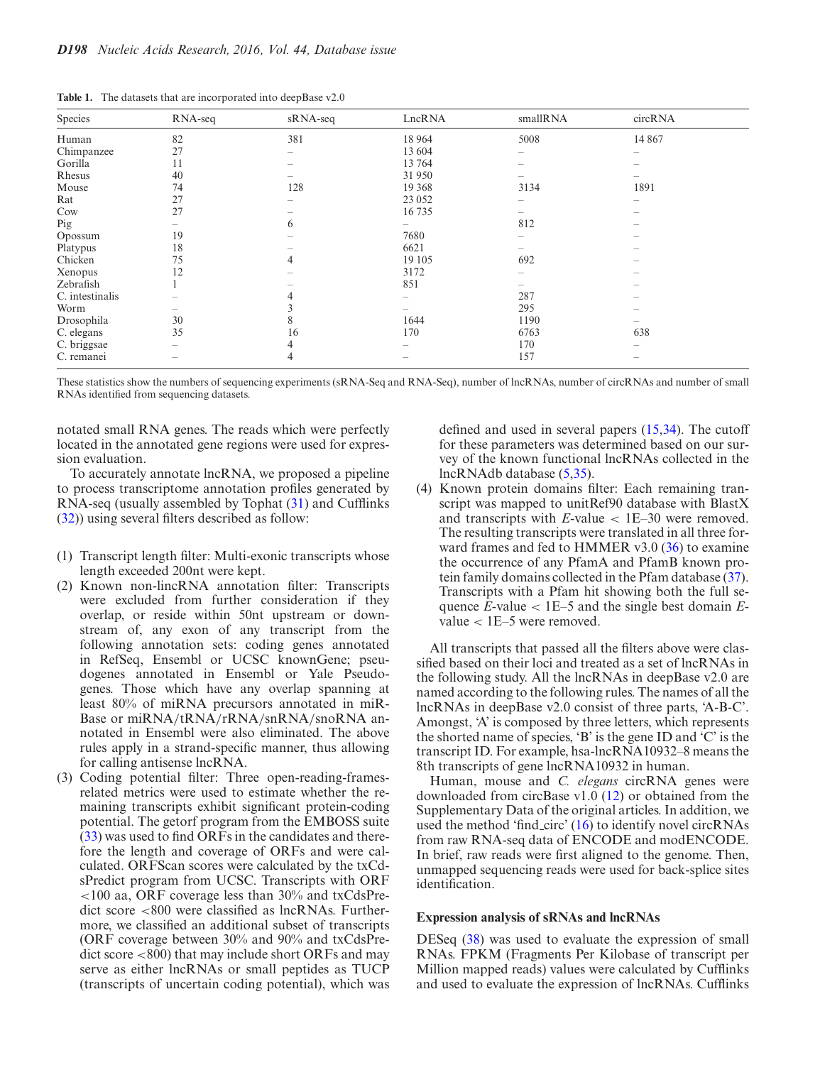**Table 1.** The datasets that are incorporated into deepBase v2.0

| Species | RNA-seq | sRNA-seq | LncRNA | smallRNA | circRNA |
|---|---|---|---|---|---|
| Human | 82 | 381 | 18 964 | 5008 | 14 867 |
| Chimpanzee | 27 | – | 13 604 | – | – |
| Gorilla | 11 | – | 13 764 | – | – |
| Rhesus | 40 | – | 31 950 | – | – |
| Mouse | 74 | 128 | 19 368 | 3134 | 1891 |
| Rat | 27 | – | 23 052 | – | – |
| Cow | 27 | – | 16 735 | – | – |
| Pig | – | 6 | – | 812 | – |
| Opossum | 19 | – | 7680 | – | – |
| Platypus | 18 | – | 6621 | – | – |
| Chicken | 75 | 4 | 19 105 | 692 | – |
| Xenopus | 12 | – | 3172 | – | – |
| Zebrafish | 1 | – | 851 | – | – |
| C. intestinalis | – | 4 | – | 287 | – |
| Worm | – | 3 | – | 295 | – |
| Drosophila | 30 | 8 | 1644 | 1190 | – |
| C. elegans | 35 | 16 | 170 | 6763 | 638 |
| C. briggsae | – | 4 | – | 170 | – |
| C. remanei | – | 4 | – | 157 | – |

These statistics show the numbers of sequencing experiments (sRNA-Seq and RNA-Seq), number of lncRNAs, number of circRNAs and number of small RNAs identified from sequencing datasets.

notated small RNA genes. The reads which were perfectly located in the annotated gene regions were used for expression evaluation.

To accurately annotate lncRNA, we proposed a pipeline to process transcriptome annotation profiles generated by RNA-seq (usually assembled by Tophat (31) and Cufflinks (32)) using several filters described as follow:

1. Transcript length filter: Multi-exonic transcripts whose length exceeded 200nt were kept.
2. Known non-lincRNA annotation filter: Transcripts were excluded from further consideration if they overlap, or reside within 50nt upstream or downstream of, any exon of any transcript from the following annotation sets: coding genes annotated in RefSeq, Ensembl or UCSC knownGene; pseudogenes annotated in Ensembl or Yale Pseudogenes. Those which have any overlap spanning at least 80% of miRNA precursors annotated in miRBase or miRNA/tRNA/rRNA/snRNA/snoRNA annotated in Ensembl were also eliminated. The above rules apply in a strand-specific manner, thus allowing for calling antisense lncRNA.
3. Coding potential filter: Three open-reading-frames-related metrics were used to estimate whether the remaining transcripts exhibit significant protein-coding potential. The getorf program from the EMBOSS suite (33) was used to find ORFs in the candidates and therefore the length and coverage of ORFs and were calculated. ORFScan scores were calculated by the txCdsPredict program from UCSC. Transcripts with ORF <100 aa, ORF coverage less than 30% and txCdsPredict score <800 were classified as lncRNAs. Furthermore, we classified an additional subset of transcripts (ORF coverage between 30% and 90% and txCdsPredict score <800) that may include short ORFs and may serve as either lncRNAs or small peptides as TUCP (transcripts of uncertain coding potential), which was defined and used in several papers (15,34). The cutoff for these parameters was determined based on our survey of the known functional lncRNAs collected in the lncRNAdb database (5,35).
4. Known protein domains filter: Each remaining transcript was mapped to unitRef90 database with BlastX and transcripts with *E*-value < 1E–30 were removed. The resulting transcripts were translated in all three forward frames and fed to HMMER v3.0 (36) to examine the occurrence of any PfamA and PfamB known protein family domains collected in the Pfam database (37). Transcripts with a Pfam hit showing both the full sequence *E*-value < 1E–5 and the single best domain *E*-value < 1E–5 were removed.

All transcripts that passed all the filters above were classified based on their loci and treated as a set of lncRNAs in the following study. All the lncRNAs in deepBase v2.0 are named according to the following rules. The names of all the lncRNAs in deepBase v2.0 consist of three parts, 'A-B-C'. Amongst, 'A' is composed by three letters, which represents the shorted name of species, 'B' is the gene ID and 'C' is the transcript ID. For example, hsa-lncRNA10932–8 means the 8th transcripts of gene lncRNA10932 in human.

Human, mouse and *C. elegans* circRNA genes were downloaded from circBase v1.0 (12) or obtained from the Supplementary Data of the original articles. In addition, we used the method 'find_circ' (16) to identify novel circRNAs from raw RNA-seq data of ENCODE and modENCODE. In brief, raw reads were first aligned to the genome. Then, unmapped sequencing reads were used for back-splice sites identification.

### Expression analysis of sRNAs and lncRNAs

DESeq (38) was used to evaluate the expression of small RNAs. FPKM (Fragments Per Kilobase of transcript per Million mapped reads) values were calculated by Cufflinks and used to evaluate the expression of lncRNAs. Cufflinks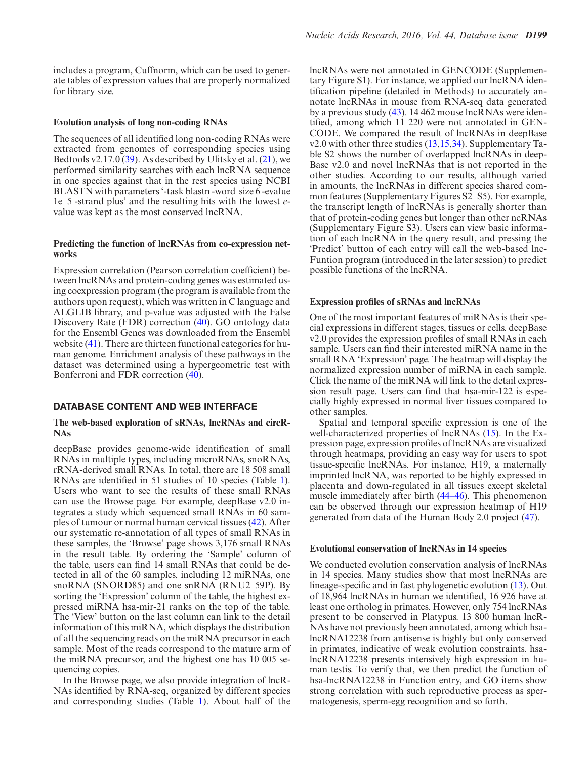includes a program, Cuffnorm, which can be used to generate tables of expression values that are properly normalized for library size.

### Evolution analysis of long non-coding RNAs

The sequences of all identified long non-coding RNAs were extracted from genomes of corresponding species using Bedtools v2.17.0 (39). As described by Ulitsky et al. (21), we performed similarity searches with each lncRNA sequence in one species against that in the rest species using NCBI BLASTN with parameters '-task blastn -word_size 6 -evalue 1e–5 -strand plus' and the resulting hits with the lowest *e*-value was kept as the most conserved lncRNA.

### Predicting the function of lncRNAs from co-expression networks

Expression correlation (Pearson correlation coefficient) between lncRNAs and protein-coding genes was estimated using coexpression program (the program is available from the authors upon request), which was written in C language and ALGLIB library, and p-value was adjusted with the False Discovery Rate (FDR) correction (40). GO ontology data for the Ensembl Genes was downloaded from the Ensembl website (41). There are thirteen functional categories for human genome. Enrichment analysis of these pathways in the dataset was determined using a hypergeometric test with Bonferroni and FDR correction (40).

## DATABASE CONTENT AND WEB INTERFACE

### The web-based exploration of sRNAs, lncRNAs and circRNAs

deepBase provides genome-wide identification of small RNAs in multiple types, including microRNAs, snoRNAs, rRNA-derived small RNAs. In total, there are 18 508 small RNAs are identified in 51 studies of 10 species (Table 1). Users who want to see the results of these small RNAs can use the Browse page. For example, deepBase v2.0 integrates a study which sequenced small RNAs in 60 samples of tumour or normal human cervical tissues (42). After our systematic re-annotation of all types of small RNAs in these samples, the 'Browse' page shows 3,176 small RNAs in the result table. By ordering the 'Sample' column of the table, users can find 14 small RNAs that could be detected in all of the 60 samples, including 12 miRNAs, one snoRNA (SNORD85) and one snRNA (RNU2–59P). By sorting the 'Expression' column of the table, the highest expressed miRNA hsa-mir-21 ranks on the top of the table. The 'View' button on the last column can link to the detail information of this miRNA, which displays the distribution of all the sequencing reads on the miRNA precursor in each sample. Most of the reads correspond to the mature arm of the miRNA precursor, and the highest one has 10 005 sequencing copies.

In the Browse page, we also provide integration of lncRNAs identified by RNA-seq, organized by different species and corresponding studies (Table 1). About half of the lncRNAs were not annotated in GENCODE (Supplementary Figure S1). For instance, we applied our lncRNA identification pipeline (detailed in Methods) to accurately annotate lncRNAs in mouse from RNA-seq data generated by a previous study (43). 14 462 mouse lncRNAs were identified, among which 11 220 were not annotated in GENCODE. We compared the result of lncRNAs in deepBase v2.0 with other three studies (13,15,34). Supplementary Table S2 shows the number of overlapped lncRNAs in deepBase v2.0 and novel lncRNAs that is not reported in the other studies. According to our results, although varied in amounts, the lncRNAs in different species shared common features (Supplementary Figures S2–S5). For example, the transcript length of lncRNAs is generally shorter than that of protein-coding genes but longer than other ncRNAs (Supplementary Figure S3). Users can view basic information of each lncRNA in the query result, and pressing the 'Predict' button of each entry will call the web-based lncFuntion program (introduced in the later session) to predict possible functions of the lncRNA.

### Expression profiles of sRNAs and lncRNAs

One of the most important features of miRNAs is their special expressions in different stages, tissues or cells. deepBase v2.0 provides the expression profiles of small RNAs in each sample. Users can find their interested miRNA name in the small RNA 'Expression' page. The heatmap will display the normalized expression number of miRNA in each sample. Click the name of the miRNA will link to the detail expression result page. Users can find that hsa-mir-122 is especially highly expressed in normal liver tissues compared to other samples.

Spatial and temporal specific expression is one of the well-characterized properties of lncRNAs (15). In the Expression page, expression profiles of lncRNAs are visualized through heatmaps, providing an easy way for users to spot tissue-specific lncRNAs. For instance, H19, a maternally imprinted lncRNA, was reported to be highly expressed in placenta and down-regulated in all tissues except skeletal muscle immediately after birth (44–46). This phenomenon can be observed through our expression heatmap of H19 generated from data of the Human Body 2.0 project (47).

### Evolutional conservation of lncRNAs in 14 species

We conducted evolution conservation analysis of lncRNAs in 14 species. Many studies show that most lncRNAs are lineage-specific and in fast phylogenetic evolution (13). Out of 18,964 lncRNAs in human we identified, 16 926 have at least one ortholog in primates. However, only 754 lncRNAs present to be conserved in Platypus. 13 800 human lncRNAs have not previously been annotated, among which hsa-lncRNA12238 from antisense is highly but only conserved in primates, indicative of weak evolution constraints. hsa-lncRNA12238 presents intensively high expression in human testis. To verify that, we then predict the function of hsa-lncRNA12238 in Function entry, and GO items show strong correlation with such reproductive process as spermatogenesis, sperm-egg recognition and so forth.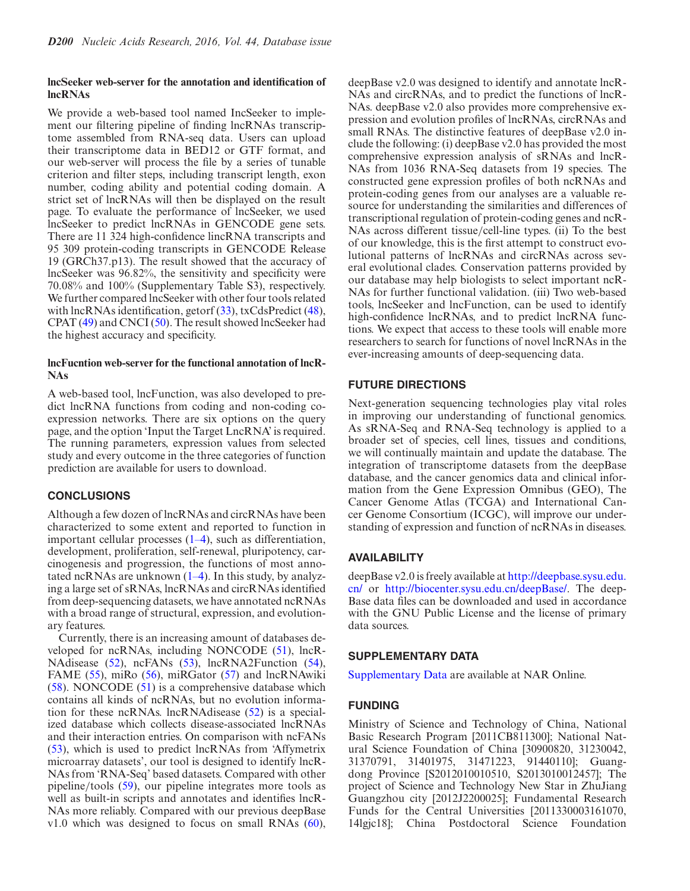**lncSeeker web-server for the annotation and identification of lncRNAs**

We provide a web-based tool named lncSeeker to implement our filtering pipeline of finding lncRNAs transcriptome assembled from RNA-seq data. Users can upload their transcriptome data in BED12 or GTF format, and our web-server will process the file by a series of tunable criterion and filter steps, including transcript length, exon number, coding ability and potential coding domain. A strict set of lncRNAs will then be displayed on the result page. To evaluate the performance of lncSeeker, we used lncSeeker to predict lncRNAs in GENCODE gene sets. There are 11 324 high-confidence lincRNA transcripts and 95 309 protein-coding transcripts in GENCODE Release 19 (GRCh37.p13). The result showed that the accuracy of lncSeeker was 96.82%, the sensitivity and specificity were 70.08% and 100% (Supplementary Table S3), respectively. We further compared lncSeeker with other four tools related with lncRNAs identification, getorf (33), txCdsPredict (48), CPAT (49) and CNCI (50). The result showed lncSeeker had the highest accuracy and specificity.

**lncFucntion web-server for the functional annotation of lncRNAs**

A web-based tool, lncFunction, was also developed to predict lncRNA functions from coding and non-coding co-expression networks. There are six options on the query page, and the option 'Input the Target LncRNA' is required. The running parameters, expression values from selected study and every outcome in the three categories of function prediction are available for users to download.

## CONCLUSIONS

Although a few dozen of lncRNAs and circRNAs have been characterized to some extent and reported to function in important cellular processes (1–4), such as differentiation, development, proliferation, self-renewal, pluripotency, carcinogenesis and progression, the functions of most annotated ncRNAs are unknown (1–4). In this study, by analyzing a large set of sRNAs, lncRNAs and circRNAs identified from deep-sequencing datasets, we have annotated ncRNAs with a broad range of structural, expression, and evolutionary features.

Currently, there is an increasing amount of databases developed for ncRNAs, including NONCODE (51), lncRNAdisease (52), ncFANs (53), lncRNA2Function (54), FAME (55), miRo (56), miRGator (57) and lncRNAwiki (58). NONCODE (51) is a comprehensive database which contains all kinds of ncRNAs, but no evolution information for these ncRNAs. lncRNAdisease (52) is a specialized database which collects disease-associated lncRNAs and their interaction entries. On comparison with ncFANs (53), which is used to predict lncRNAs from 'Affymetrix microarray datasets', our tool is designed to identify lncRNAs from 'RNA-Seq' based datasets. Compared with other pipeline/tools (59), our pipeline integrates more tools as well as built-in scripts and annotates and identifies lncRNAs more reliably. Compared with our previous deepBase v1.0 which was designed to focus on small RNAs (60), deepBase v2.0 was designed to identify and annotate lncRNAs and circRNAs, and to predict the functions of lncRNAs. deepBase v2.0 also provides more comprehensive expression and evolution profiles of lncRNAs, circRNAs and small RNAs. The distinctive features of deepBase v2.0 include the following: (i) deepBase v2.0 has provided the most comprehensive expression analysis of sRNAs and lncRNAs from 1036 RNA-Seq datasets from 19 species. The constructed gene expression profiles of both ncRNAs and protein-coding genes from our analyses are a valuable resource for understanding the similarities and differences of transcriptional regulation of protein-coding genes and ncRNAs across different tissue/cell-line types. (ii) To the best of our knowledge, this is the first attempt to construct evolutional patterns of lncRNAs and circRNAs across several evolutional clades. Conservation patterns provided by our database may help biologists to select important ncRNAs for further functional validation. (iii) Two web-based tools, lncSeeker and lncFunction, can be used to identify high-confidence lncRNAs, and to predict lncRNA functions. We expect that access to these tools will enable more researchers to search for functions of novel lncRNAs in the ever-increasing amounts of deep-sequencing data.

## FUTURE DIRECTIONS

Next-generation sequencing technologies play vital roles in improving our understanding of functional genomics. As sRNA-Seq and RNA-Seq technology is applied to a broader set of species, cell lines, tissues and conditions, we will continually maintain and update the database. The integration of transcriptome datasets from the deepBase database, and the cancer genomics data and clinical information from the Gene Expression Omnibus (GEO), The Cancer Genome Atlas (TCGA) and International Cancer Genome Consortium (ICGC), will improve our understanding of expression and function of ncRNAs in diseases.

## AVAILABILITY

deepBase v2.0 is freely available at http://deepbase.sysu.edu.cn/ or http://biocenter.sysu.edu.cn/deepBase/. The deepBase data files can be downloaded and used in accordance with the GNU Public License and the license of primary data sources.

## SUPPLEMENTARY DATA

Supplementary Data are available at NAR Online.

## FUNDING

Ministry of Science and Technology of China, National Basic Research Program [2011CB811300]; National Natural Science Foundation of China [30900820, 31230042, 31370791, 31401975, 31471223, 91440110]; Guangdong Province [S2012010010510, S2013010012457]; The project of Science and Technology New Star in ZhuJiang Guangzhou city [2012J2200025]; Fundamental Research Funds for the Central Universities [2011330003161070, 14lgjc18]; China Postdoctoral Science Foundation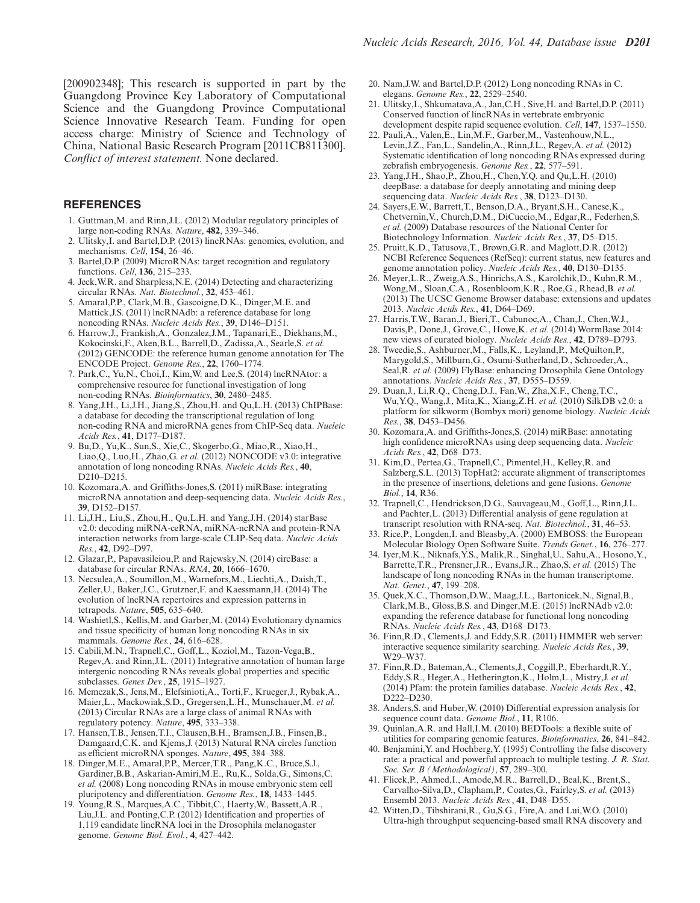[200902348]; This research is supported in part by the Guangdong Province Key Laboratory of Computational Science and the Guangdong Province Computational Science Innovative Research Team. Funding for open access charge: Ministry of Science and Technology of China, National Basic Research Program [2011CB811300].

*Conflict of interest statement.* None declared.

## REFERENCES

1. Guttman,M. and Rinn,J.L. (2012) Modular regulatory principles of large non-coding RNAs. *Nature*, **482**, 339–346.
2. Ulitsky,I. and Bartel,D.P. (2013) lincRNAs: genomics, evolution, and mechanisms. *Cell*, **154**, 26–46.
3. Bartel,D.P. (2009) MicroRNAs: target recognition and regulatory functions. *Cell*, **136**, 215–233.
4. Jeck,W.R. and Sharpless,N.E. (2014) Detecting and characterizing circular RNAs. *Nat. Biotechnol.*, **32**, 453–461.
5. Amaral,P.P., Clark,M.B., Gascoigne,D.K., Dinger,M.E. and Mattick,J.S. (2011) lncRNAdb: a reference database for long noncoding RNAs. *Nucleic Acids Res.*, **39**, D146–D151.
6. Harrow,J., Frankish,A., Gonzalez,J.M., Tapanari,E., Diekhans,M., Kokocinski,F., Aken,B.L., Barrell,D., Zadissa,A., Searle,S. *et al.* (2012) GENCODE: the reference human genome annotation for The ENCODE Project. *Genome Res.*, **22**, 1760–1774.
7. Park,C., Yu,N., Choi,I., Kim,W. and Lee,S. (2014) lncRNAtor: a comprehensive resource for functional investigation of long non-coding RNAs. *Bioinformatics*, **30**, 2480–2485.
8. Yang,J.H., Li,J.H., Jiang,S., Zhou,H. and Qu,L.H. (2013) ChIPBase: a database for decoding the transcriptional regulation of long non-coding RNA and microRNA genes from ChIP-Seq data. *Nucleic Acids Res.*, **41**, D177–D187.
9. Bu,D., Yu,K., Sun,S., Xie,C., Skogerbo,G., Miao,R., Xiao,H., Liao,Q., Luo,H., Zhao,G. *et al.* (2012) NONCODE v3.0: integrative annotation of long noncoding RNAs. *Nucleic Acids Res.*, **40**, D210–D215.
10. Kozomara,A. and Griffiths-Jones,S. (2011) miRBase: integrating microRNA annotation and deep-sequencing data. *Nucleic Acids Res.*, **39**, D152–D157.
11. Li,J.H., Liu,S., Zhou,H., Qu,L.H. and Yang,J.H. (2014) starBase v2.0: decoding miRNA-ceRNA, miRNA-ncRNA and protein-RNA interaction networks from large-scale CLIP-Seq data. *Nucleic Acids Res.*, **42**, D92–D97.
12. Glazar,P., Papavasileiou,P. and Rajewsky,N. (2014) circBase: a database for circular RNAs. *RNA*, **20**, 1666–1670.
13. Necsulea,A., Soumillon,M., Warnefors,M., Liechti,A., Daish,T., Zeller,U., Baker,J.C., Grutzner,F. and Kaessmann,H. (2014) The evolution of lncRNA repertoires and expression patterns in tetrapods. *Nature*, **505**, 635–640.
14. Washietl,S., Kellis,M. and Garber,M. (2014) Evolutionary dynamics and tissue specificity of human long noncoding RNAs in six mammals. *Genome Res.*, **24**, 616–628.
15. Cabili,M.N., Trapnell,C., Goff,L., Koziol,M., Tazon-Vega,B., Regev,A. and Rinn,J.L. (2011) Integrative annotation of human large intergenic noncoding RNAs reveals global properties and specific subclasses. *Genes Dev.*, **25**, 1915–1927.
16. Memczak,S., Jens,M., Elefsinioti,A., Torti,F., Krueger,J., Rybak,A., Maier,L., Mackowiak,S.D., Gregersen,L.H., Munschauer,M. *et al.* (2013) Circular RNAs are a large class of animal RNAs with regulatory potency. *Nature*, **495**, 333–338.
17. Hansen,T.B., Jensen,T.I., Clausen,B.H., Bramsen,J.B., Finsen,B., Damgaard,C.K. and Kjems,J. (2013) Natural RNA circles function as efficient microRNA sponges. *Nature*, **495**, 384–388.
18. Dinger,M.E., Amaral,P.P., Mercer,T.R., Pang,K.C., Bruce,S.J., Gardiner,B.B., Askarian-Amiri,M.E., Ru,K., Solda,G., Simons,C. *et al.* (2008) Long noncoding RNAs in mouse embryonic stem cell pluripotency and differentiation. *Genome Res.*, **18**, 1433–1445.
19. Young,R.S., Marques,A.C., Tibbit,C., Haerty,W., Bassett,A.R., Liu,J.L. and Ponting,C.P. (2012) Identification and properties of 1,119 candidate lincRNA loci in the Drosophila melanogaster genome. *Genome Biol. Evol.*, **4**, 427–442.
20. Nam,J.W. and Bartel,D.P. (2012) Long noncoding RNAs in C. elegans. *Genome Res.*, **22**, 2529–2540.
21. Ulitsky,I., Shkumatava,A., Jan,C.H., Sive,H. and Bartel,D.P. (2011) Conserved function of lincRNAs in vertebrate embryonic development despite rapid sequence evolution. *Cell*, **147**, 1537–1550.
22. Pauli,A., Valen,E., Lin,M.F., Garber,M., Vastenhouw,N.L., Levin,J.Z., Fan,L., Sandelin,A., Rinn,J.L., Regev,A. *et al.* (2012) Systematic identification of long noncoding RNAs expressed during zebrafish embryogenesis. *Genome Res.*, **22**, 577–591.
23. Yang,J.H., Shao,P., Zhou,H., Chen,Y.Q. and Qu,L.H. (2010) deepBase: a database for deeply annotating and mining deep sequencing data. *Nucleic Acids Res.*, **38**, D123–D130.
24. Sayers,E.W., Barrett,T., Benson,D.A., Bryant,S.H., Canese,K., Chetvernin,V., Church,D.M., DiCuccio,M., Edgar,R., Federhen,S. *et al.* (2009) Database resources of the National Center for Biotechnology Information. *Nucleic Acids Res.*, **37**, D5–D15.
25. Pruitt,K.D., Tatusova,T., Brown,G.R. and Maglott,D.R. (2012) NCBI Reference Sequences (RefSeq): current status, new features and genome annotation policy. *Nucleic Acids Res.*, **40**, D130–D135.
26. Meyer,L.R., Zweig,A.S., Hinrichs,A.S., Karolchik,D., Kuhn,R.M., Wong,M., Sloan,C.A., Rosenbloom,K.R., Roe,G., Rhead,B. *et al.* (2013) The UCSC Genome Browser database: extensions and updates 2013. *Nucleic Acids Res.*, **41**, D64–D69.
27. Harris,T.W., Baran,J., Bieri,T., Cabunoc,A., Chan,J., Chen,W.J., Davis,P., Done,J., Grove,C., Howe,K. *et al.* (2014) WormBase 2014: new views of curated biology. *Nucleic Acids Res.*, **42**, D789–D793.
28. Tweedie,S., Ashburner,M., Falls,K., Leyland,P., McQuilton,P., Marygold,S., Millburn,G., Osumi-Sutherland,D., Schroeder,A., Seal,R. *et al.* (2009) FlyBase: enhancing Drosophila Gene Ontology annotations. *Nucleic Acids Res.*, **37**, D555–D559.
29. Duan,J., Li,R.Q., Cheng,D.J., Fan,W., Zha,X.F., Cheng,T.C., Wu,Y.Q., Wang,J., Mita,K., Xiang,Z.H. *et al.* (2010) SilkDB v2.0: a platform for silkworm (Bombyx mori) genome biology. *Nucleic Acids Res.*, **38**, D453–D456.
30. Kozomara,A. and Griffiths-Jones,S. (2014) miRBase: annotating high confidence microRNAs using deep sequencing data. *Nucleic Acids Res.*, **42**, D68–D73.
31. Kim,D., Pertea,G., Trapnell,C., Pimentel,H., Kelley,R. and Salzberg,S.L. (2013) TopHat2: accurate alignment of transcriptomes in the presence of insertions, deletions and gene fusions. *Genome Biol.*, **14**, R36.
32. Trapnell,C., Hendrickson,D.G., Sauvageau,M., Goff,L., Rinn,J.L. and Pachter,L. (2013) Differential analysis of gene regulation at transcript resolution with RNA-seq. *Nat. Biotechnol.*, **31**, 46–53.
33. Rice,P., Longden,I. and Bleasby,A. (2000) EMBOSS: the European Molecular Biology Open Software Suite. *Trends Genet.*, **16**, 276–277.
34. Iyer,M.K., Niknafs,Y.S., Malik,R., Singhal,U., Sahu,A., Hosono,Y., Barrette,T.R., Prensner,J.R., Evans,J.R., Zhao,S. *et al.* (2015) The landscape of long noncoding RNAs in the human transcriptome. *Nat. Genet.*, **47**, 199–208.
35. Quek,X.C., Thomson,D.W., Maag,J.L., Bartonicek,N., Signal,B., Clark,M.B., Gloss,B.S. and Dinger,M.E. (2015) lncRNAdb v2.0: expanding the reference database for functional long noncoding RNAs. *Nucleic Acids Res.*, **43**, D168–D173.
36. Finn,R.D., Clements,J. and Eddy,S.R. (2011) HMMER web server: interactive sequence similarity searching. *Nucleic Acids Res.*, **39**, W29–W37.
37. Finn,R.D., Bateman,A., Clements,J., Coggill,P., Eberhardt,R.Y., Eddy,S.R., Heger,A., Hetherington,K., Holm,L., Mistry,J. *et al.* (2014) Pfam: the protein families database. *Nucleic Acids Res.*, **42**, D222–D230.
38. Anders,S. and Huber,W. (2010) Differential expression analysis for sequence count data. *Genome Biol.*, **11**, R106.
39. Quinlan,A.R. and Hall,I.M. (2010) BEDTools: a flexible suite of utilities for comparing genomic features. *Bioinformatics*, **26**, 841–842.
40. Benjamini,Y. and Hochberg,Y. (1995) Controlling the false discovery rate: a practical and powerful approach to multiple testing. *J. R. Stat. Soc. Ser. B (Methodological)*, **57**, 289–300.
41. Flicek,P., Ahmed,I., Amode,M.R., Barrell,D., Beal,K., Brent,S., Carvalho-Silva,D., Clapham,P., Coates,G., Fairley,S. *et al.* (2013) Ensembl 2013. *Nucleic Acids Res.*, **41**, D48–D55.
42. Witten,D., Tibshirani,R., Gu,S.G., Fire,A. and Lui,W.O. (2010) Ultra-high throughput sequencing-based small RNA discovery and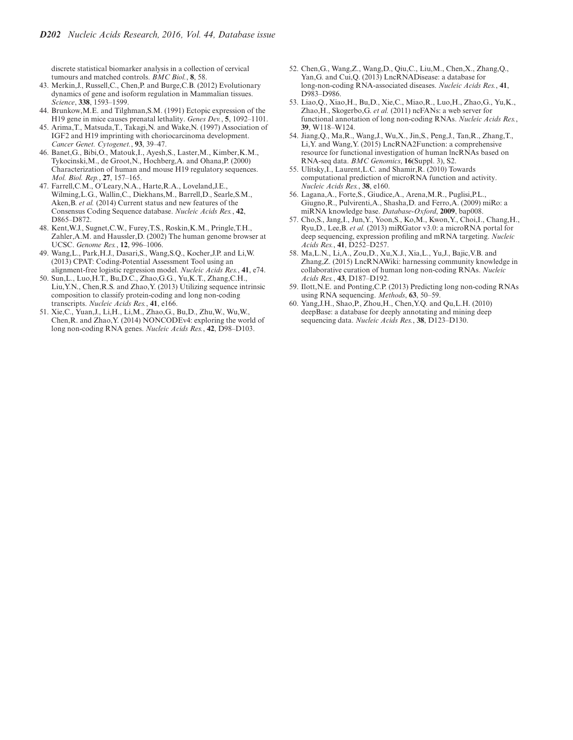discrete statistical biomarker analysis in a collection of cervical tumours and matched controls. *BMC Biol.*, **8**, 58.

43. Merkin,J., Russell,C., Chen,P. and Burge,C.B. (2012) Evolutionary dynamics of gene and isoform regulation in Mammalian tissues. *Science*, **338**, 1593–1599.
44. Brunkow,M.E. and Tilghman,S.M. (1991) Ectopic expression of the H19 gene in mice causes prenatal lethality. *Genes Dev.*, **5**, 1092–1101.
45. Arima,T., Matsuda,T., Takagi,N. and Wake,N. (1997) Association of IGF2 and H19 imprinting with choriocarcinoma development. *Cancer Genet. Cytogenet.*, **93**, 39–47.
46. Banet,G., Bibi,O., Matouk,I., Ayesh,S., Laster,M., Kimber,K.M., Tykocinski,M., de Groot,N., Hochberg,A. and Ohana,P. (2000) Characterization of human and mouse H19 regulatory sequences. *Mol. Biol. Rep.*, **27**, 157–165.
47. Farrell,C.M., O'Leary,N.A., Harte,R.A., Loveland,J.E., Wilming,L.G., Wallin,C., Diekhans,M., Barrell,D., Searle,S.M., Aken,B. *et al.* (2014) Current status and new features of the Consensus Coding Sequence database. *Nucleic Acids Res.*, **42**, D865–D872.
48. Kent,W.J., Sugnet,C.W., Furey,T.S., Roskin,K.M., Pringle,T.H., Zahler,A.M. and Haussler,D. (2002) The human genome browser at UCSC. *Genome Res.*, **12**, 996–1006.
49. Wang,L., Park,H.J., Dasari,S., Wang,S.Q., Kocher,J.P. and Li,W. (2013) CPAT: Coding-Potential Assessment Tool using an alignment-free logistic regression model. *Nucleic Acids Res.*, **41**, e74.
50. Sun,L., Luo,H.T., Bu,D.C., Zhao,G.G., Yu,K.T., Zhang,C.H., Liu,Y.N., Chen,R.S. and Zhao,Y. (2013) Utilizing sequence intrinsic composition to classify protein-coding and long non-coding transcripts. *Nucleic Acids Res.*, **41**, e166.
51. Xie,C., Yuan,J., Li,H., Li,M., Zhao,G., Bu,D., Zhu,W., Wu,W., Chen,R. and Zhao,Y. (2014) NONCODEv4: exploring the world of long non-coding RNA genes. *Nucleic Acids Res.*, **42**, D98–D103.
52. Chen,G., Wang,Z., Wang,D., Qiu,C., Liu,M., Chen,X., Zhang,Q., Yan,G. and Cui,Q. (2013) LncRNADisease: a database for long-non-coding RNA-associated diseases. *Nucleic Acids Res.*, **41**, D983–D986.
53. Liao,Q., Xiao,H., Bu,D., Xie,C., Miao,R., Luo,H., Zhao,G., Yu,K., Zhao,H., Skogerbo,G. *et al.* (2011) ncFANs: a web server for functional annotation of long non-coding RNAs. *Nucleic Acids Res.*, **39**, W118–W124.
54. Jiang,Q., Ma,R., Wang,J., Wu,X., Jin,S., Peng,J., Tan,R., Zhang,T., Li,Y. and Wang,Y. (2015) LncRNA2Function: a comprehensive resource for functional investigation of human lncRNAs based on RNA-seq data. *BMC Genomics*, **16**(Suppl. 3), S2.
55. Ulitsky,I., Laurent,L.C. and Shamir,R. (2010) Towards computational prediction of microRNA function and activity. *Nucleic Acids Res.*, **38**, e160.
56. Lagana,A., Forte,S., Giudice,A., Arena,M.R., Puglisi,P.L., Giugno,R., Pulvirenti,A., Shasha,D. and Ferro,A. (2009) miRo: a miRNA knowledge base. *Database-Oxford*, **2009**, bap008.
57. Cho,S., Jang,I., Jun,Y., Yoon,S., Ko,M., Kwon,Y., Choi,I., Chang,H., Ryu,D., Lee,B. *et al.* (2013) miRGator v3.0: a microRNA portal for deep sequencing, expression profiling and mRNA targeting. *Nucleic Acids Res.*, **41**, D252–D257.
58. Ma,L.N., Li,A., Zou,D., Xu,X.J., Xia,L., Yu,J., Bajic,V.B. and Zhang,Z. (2015) LncRNAWiki: harnessing community knowledge in collaborative curation of human long non-coding RNAs. *Nucleic Acids Res.*, **43**, D187–D192.
59. Ilott,N.E. and Ponting,C.P. (2013) Predicting long non-coding RNAs using RNA sequencing. *Methods*, **63**, 50–59.
60. Yang,J.H., Shao,P., Zhou,H., Chen,Y.Q. and Qu,L.H. (2010) deepBase: a database for deeply annotating and mining deep sequencing data. *Nucleic Acids Res.*, **38**, D123–D130.